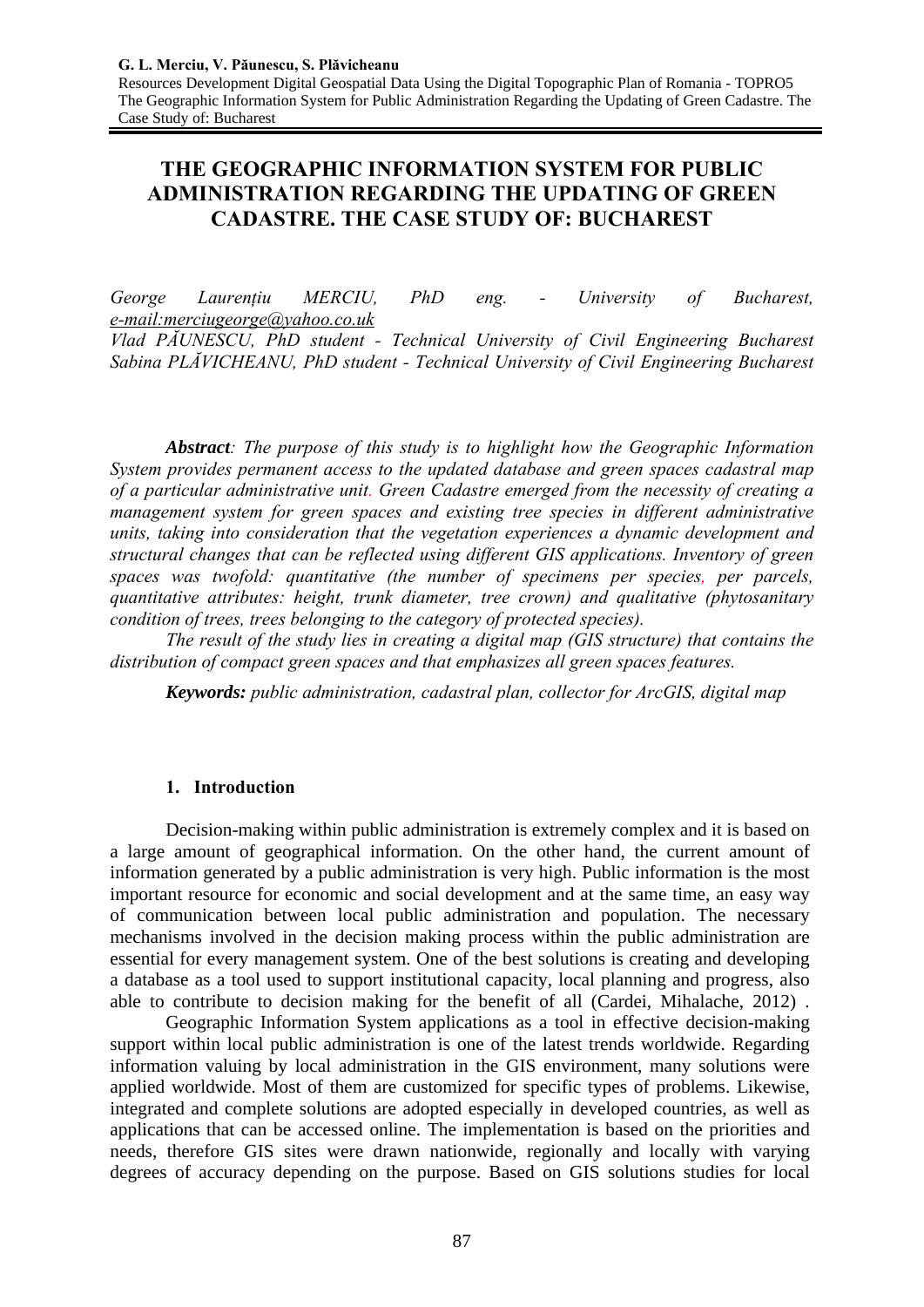# THE GEOGRAPHIC INFORMATION SYSTEM FOR PUBLIC ADMINISTRATION REGARDING THE UPDATING OF GREEN CADASTRE. THE CASE STUDY OF: BUCHAREST

*George Laurențiu MERCIU, PhD eng. - University of Bucharest, e-mail:merciugeorge@yahoo.co.uk*
*Vlad PĂUNESCU, PhD student - Technical University of Civil Engineering Bucharest*
*Sabina PLĂVICHEANU, PhD student - Technical University of Civil Engineering Bucharest*

***Abstract**: The purpose of this study is to highlight how the Geographic Information System provides permanent access to the updated database and green spaces cadastral map of a particular administrative unit. Green Cadastre emerged from the necessity of creating a management system for green spaces and existing tree species in different administrative units, taking into consideration that the vegetation experiences a dynamic development and structural changes that can be reflected using different GIS applications. Inventory of green spaces was twofold: quantitative (the number of specimens per species, per parcels, quantitative attributes: height, trunk diameter, tree crown) and qualitative (phytosanitary condition of trees, trees belonging to the category of protected species).*

*The result of the study lies in creating a digital map (GIS structure) that contains the distribution of compact green spaces and that emphasizes all green spaces features.*

***Keywords:** public administration, cadastral plan, collector for ArcGIS, digital map*

## 1. Introduction

Decision-making within public administration is extremely complex and it is based on a large amount of geographical information. On the other hand, the current amount of information generated by a public administration is very high. Public information is the most important resource for economic and social development and at the same time, an easy way of communication between local public administration and population. The necessary mechanisms involved in the decision making process within the public administration are essential for every management system. One of the best solutions is creating and developing a database as a tool used to support institutional capacity, local planning and progress, also able to contribute to decision making for the benefit of all (Cardei, Mihalache, 2012) .

Geographic Information System applications as a tool in effective decision-making support within local public administration is one of the latest trends worldwide. Regarding information valuing by local administration in the GIS environment, many solutions were applied worldwide. Most of them are customized for specific types of problems. Likewise, integrated and complete solutions are adopted especially in developed countries, as well as applications that can be accessed online. The implementation is based on the priorities and needs, therefore GIS sites were drawn nationwide, regionally and locally with varying degrees of accuracy depending on the purpose. Based on GIS solutions studies for local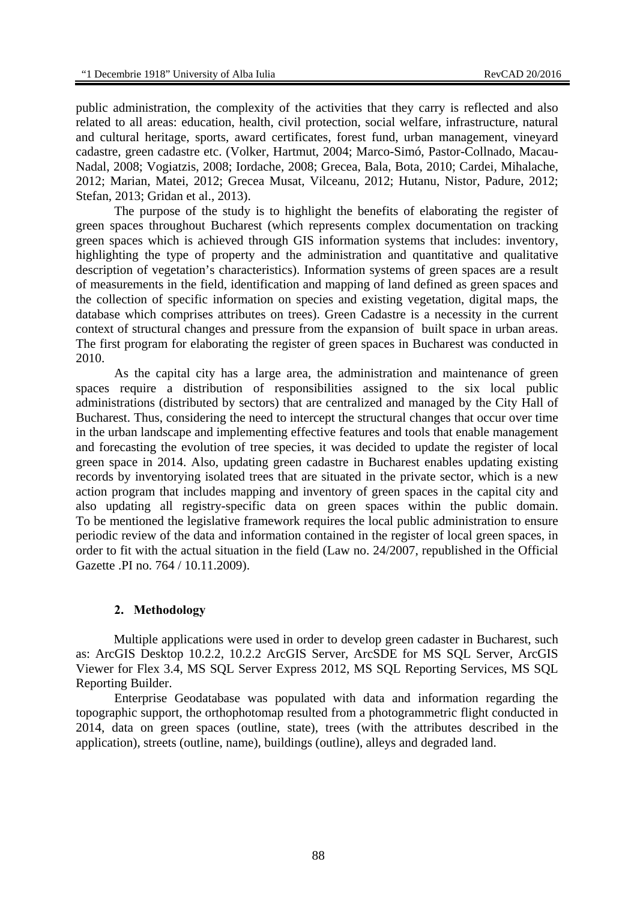public administration, the complexity of the activities that they carry is reflected and also related to all areas: education, health, civil protection, social welfare, infrastructure, natural and cultural heritage, sports, award certificates, forest fund, urban management, vineyard cadastre, green cadastre etc. (Volker, Hartmut, 2004; Marco-Simó, Pastor-Collnado, Macau-Nadal, 2008; Vogiatzis, 2008; Iordache, 2008; Grecea, Bala, Bota, 2010; Cardei, Mihalache, 2012; Marian, Matei, 2012; Grecea Musat, Vilceanu, 2012; Hutanu, Nistor, Padure, 2012; Stefan, 2013; Gridan et al., 2013).

The purpose of the study is to highlight the benefits of elaborating the register of green spaces throughout Bucharest (which represents complex documentation on tracking green spaces which is achieved through GIS information systems that includes: inventory, highlighting the type of property and the administration and quantitative and qualitative description of vegetation's characteristics). Information systems of green spaces are a result of measurements in the field, identification and mapping of land defined as green spaces and the collection of specific information on species and existing vegetation, digital maps, the database which comprises attributes on trees). Green Cadastre is a necessity in the current context of structural changes and pressure from the expansion of built space in urban areas. The first program for elaborating the register of green spaces in Bucharest was conducted in 2010.

As the capital city has a large area, the administration and maintenance of green spaces require a distribution of responsibilities assigned to the six local public administrations (distributed by sectors) that are centralized and managed by the City Hall of Bucharest. Thus, considering the need to intercept the structural changes that occur over time in the urban landscape and implementing effective features and tools that enable management and forecasting the evolution of tree species, it was decided to update the register of local green space in 2014. Also, updating green cadastre in Bucharest enables updating existing records by inventorying isolated trees that are situated in the private sector, which is a new action program that includes mapping and inventory of green spaces in the capital city and also updating all registry-specific data on green spaces within the public domain. To be mentioned the legislative framework requires the local public administration to ensure periodic review of the data and information contained in the register of local green spaces, in order to fit with the actual situation in the field (Law no. 24/2007, republished in the Official Gazette .PI no. 764 / 10.11.2009).

## 2. Methodology

Multiple applications were used in order to develop green cadaster in Bucharest, such as: ArcGIS Desktop 10.2.2, 10.2.2 ArcGIS Server, ArcSDE for MS SQL Server, ArcGIS Viewer for Flex 3.4, MS SQL Server Express 2012, MS SQL Reporting Services, MS SQL Reporting Builder.

Enterprise Geodatabase was populated with data and information regarding the topographic support, the orthophotomap resulted from a photogrammetric flight conducted in 2014, data on green spaces (outline, state), trees (with the attributes described in the application), streets (outline, name), buildings (outline), alleys and degraded land.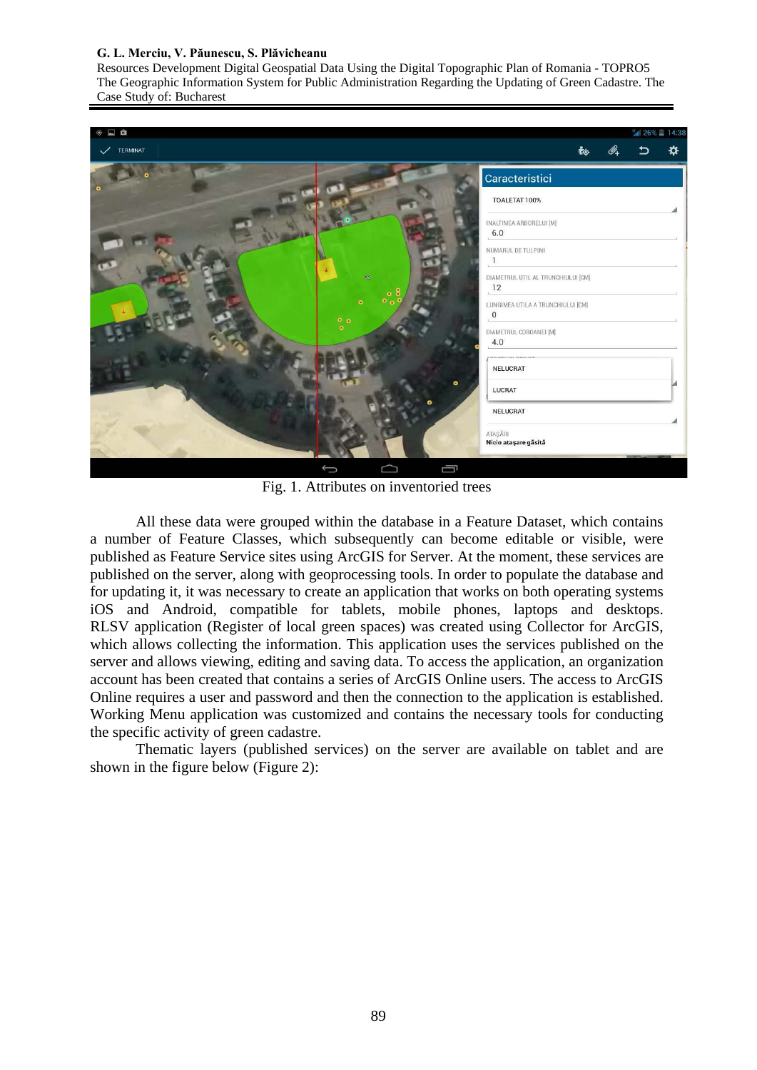Fig. 1. Attributes on inventoried trees

All these data were grouped within the database in a Feature Dataset, which contains a number of Feature Classes, which subsequently can become editable or visible, were published as Feature Service sites using ArcGIS for Server. At the moment, these services are published on the server, along with geoprocessing tools. In order to populate the database and for updating it, it was necessary to create an application that works on both operating systems iOS and Android, compatible for tablets, mobile phones, laptops and desktops. RLSV application (Register of local green spaces) was created using Collector for ArcGIS, which allows collecting the information. This application uses the services published on the server and allows viewing, editing and saving data. To access the application, an organization account has been created that contains a series of ArcGIS Online users. The access to ArcGIS Online requires a user and password and then the connection to the application is established. Working Menu application was customized and contains the necessary tools for conducting the specific activity of green cadastre.

Thematic layers (published services) on the server are available on tablet and are shown in the figure below (Figure 2):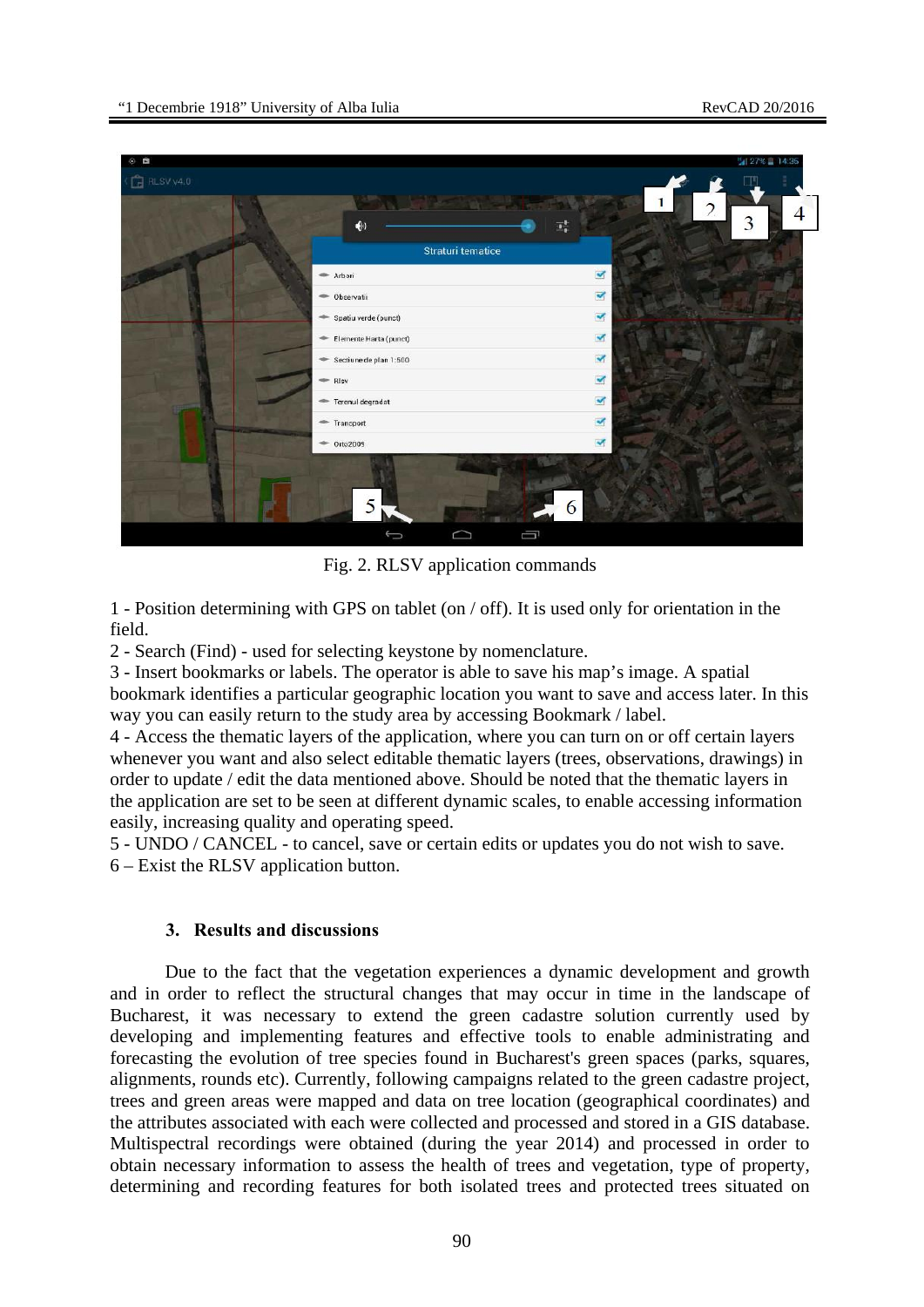Fig. 2. RLSV application commands

1 - Position determining with GPS on tablet (on / off). It is used only for orientation in the field.
2 - Search (Find) - used for selecting keystone by nomenclature.
3 - Insert bookmarks or labels. The operator is able to save his map's image. A spatial bookmark identifies a particular geographic location you want to save and access later. In this way you can easily return to the study area by accessing Bookmark / label.
4 - Access the thematic layers of the application, where you can turn on or off certain layers whenever you want and also select editable thematic layers (trees, observations, drawings) in order to update / edit the data mentioned above. Should be noted that the thematic layers in the application are set to be seen at different dynamic scales, to enable accessing information easily, increasing quality and operating speed.
5 - UNDO / CANCEL - to cancel, save or certain edits or updates you do not wish to save.
6 – Exist the RLSV application button.

## 3. Results and discussions

Due to the fact that the vegetation experiences a dynamic development and growth and in order to reflect the structural changes that may occur in time in the landscape of Bucharest, it was necessary to extend the green cadastre solution currently used by developing and implementing features and effective tools to enable administrating and forecasting the evolution of tree species found in Bucharest's green spaces (parks, squares, alignments, rounds etc). Currently, following campaigns related to the green cadastre project, trees and green areas were mapped and data on tree location (geographical coordinates) and the attributes associated with each were collected and processed and stored in a GIS database. Multispectral recordings were obtained (during the year 2014) and processed in order to obtain necessary information to assess the health of trees and vegetation, type of property, determining and recording features for both isolated trees and protected trees situated on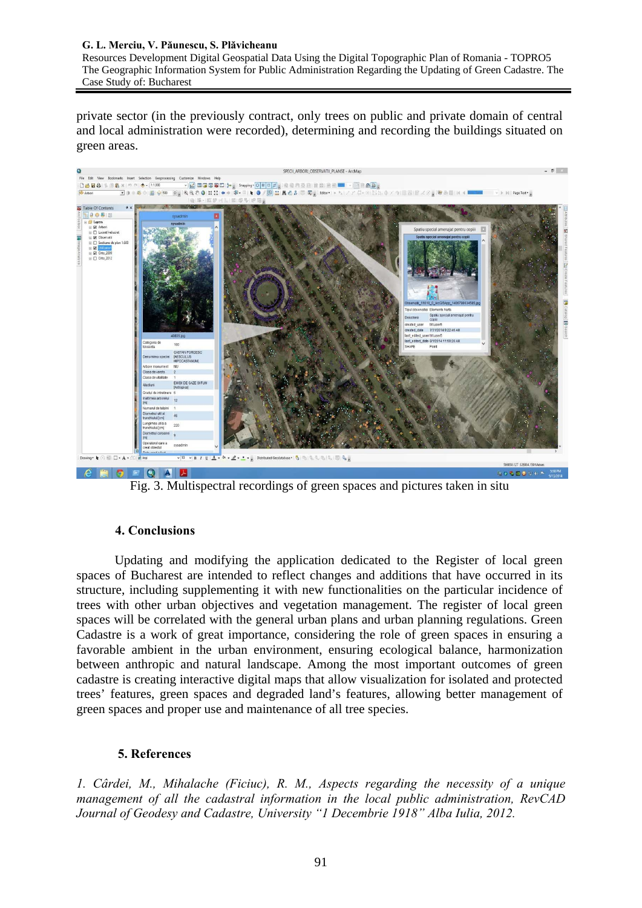private sector (in the previously contract, only trees on public and private domain of central and local administration were recorded), determining and recording the buildings situated on green areas.

Fig. 3. Multispectral recordings of green spaces and pictures taken in situ

## 4. Conclusions

Updating and modifying the application dedicated to the Register of local green spaces of Bucharest are intended to reflect changes and additions that have occurred in its structure, including supplementing it with new functionalities on the particular incidence of trees with other urban objectives and vegetation management. The register of local green spaces will be correlated with the general urban plans and urban planning regulations. Green Cadastre is a work of great importance, considering the role of green spaces in ensuring a favorable ambient in the urban environment, ensuring ecological balance, harmonization between anthropic and natural landscape. Among the most important outcomes of green cadastre is creating interactive digital maps that allow visualization for isolated and protected trees' features, green spaces and degraded land's features, allowing better management of green spaces and proper use and maintenance of all tree species.

## 5. References

*1. Cârdei, M., Mihalache (Ficiuc), R. M., Aspects regarding the necessity of a unique management of all the cadastral information in the local public administration, RevCAD Journal of Geodesy and Cadastre, University "1 Decembrie 1918" Alba Iulia, 2012.*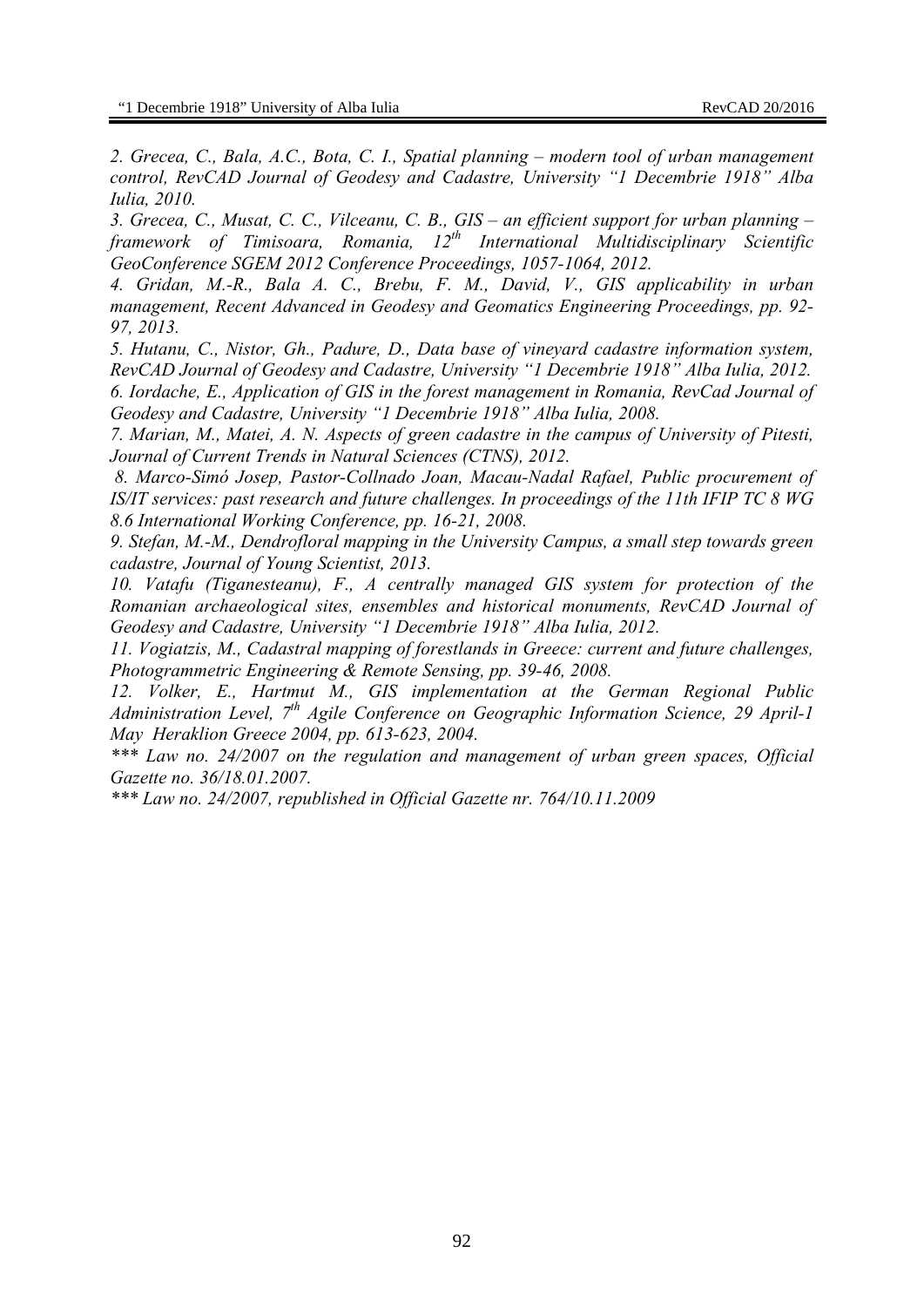*2. Grecea, C., Bala, A.C., Bota, C. I., Spatial planning – modern tool of urban management control, RevCAD Journal of Geodesy and Cadastre, University "1 Decembrie 1918" Alba Iulia, 2010.*

*3. Grecea, C., Musat, C. C., Vilceanu, C. B., GIS – an efficient support for urban planning – framework of Timisoara, Romania, 12th International Multidisciplinary Scientific GeoConference SGEM 2012 Conference Proceedings, 1057-1064, 2012.*

*4. Gridan, M.-R., Bala A. C., Brebu, F. M., David, V., GIS applicability in urban management, Recent Advanced in Geodesy and Geomatics Engineering Proceedings, pp. 92-97, 2013.*

*5. Hutanu, C., Nistor, Gh., Padure, D., Data base of vineyard cadastre information system, RevCAD Journal of Geodesy and Cadastre, University "1 Decembrie 1918" Alba Iulia, 2012.*

*6. Iordache, E., Application of GIS in the forest management in Romania, RevCad Journal of Geodesy and Cadastre, University "1 Decembrie 1918" Alba Iulia, 2008.*

*7. Marian, M., Matei, A. N. Aspects of green cadastre in the campus of University of Pitesti, Journal of Current Trends in Natural Sciences (CTNS), 2012.*

*8. Marco-Simó Josep, Pastor-Collnado Joan, Macau-Nadal Rafael, Public procurement of IS/IT services: past research and future challenges. In proceedings of the 11th IFIP TC 8 WG 8.6 International Working Conference, pp. 16-21, 2008.*

*9. Stefan, M.-M., Dendrofloral mapping in the University Campus, a small step towards green cadastre, Journal of Young Scientist, 2013.*

*10. Vatafu (Tiganesteanu), F., A centrally managed GIS system for protection of the Romanian archaeological sites, ensembles and historical monuments, RevCAD Journal of Geodesy and Cadastre, University "1 Decembrie 1918" Alba Iulia, 2012.*

*11. Vogiatzis, M., Cadastral mapping of forestlands in Greece: current and future challenges, Photogrammetric Engineering & Remote Sensing, pp. 39-46, 2008.*

*12. Volker, E., Hartmut M., GIS implementation at the German Regional Public Administration Level, 7th Agile Conference on Geographic Information Science, 29 April-1 May Heraklion Greece 2004, pp. 613-623, 2004.*

**** Law no. 24/2007 on the regulation and management of urban green spaces, Official Gazette no. 36/18.01.2007.*

**** Law no. 24/2007, republished in Official Gazette nr. 764/10.11.2009*